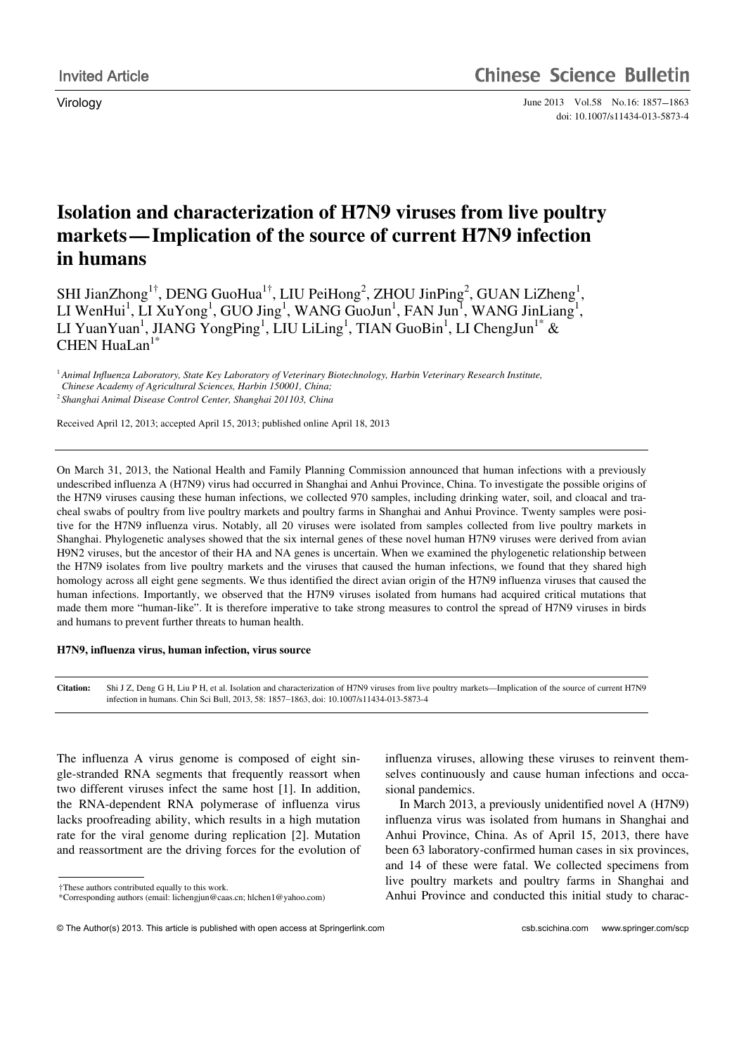Invited Article

Virology

# Isolation and characterization of H7N9 viruses from live poultry markets — Implication of the source of current H7N9 infection in humans

SHI JianZhong[1†], DENG GuoHua[1†], LIU PeiHong[2], ZHOU JinPing[2], GUAN LiZheng[1], LI WenHui[1], LI XuYong[1], GUO Jing[1], WANG GuoJun[1], FAN Jun[1], WANG JinLiang[1], LI YuanYuan[1], JIANG YongPing[1], LIU LiLing[1], TIAN GuoBin[1], LI ChengJun[1*] & CHEN HuaLan[1*]

[1] *Animal Influenza Laboratory, State Key Laboratory of Veterinary Biotechnology, Harbin Veterinary Research Institute, Chinese Academy of Agricultural Sciences, Harbin 150001, China;*

[2] *Shanghai Animal Disease Control Center, Shanghai 201103, China*

Received April 12, 2013; accepted April 15, 2013; published online April 18, 2013

On March 31, 2013, the National Health and Family Planning Commission announced that human infections with a previously undescribed influenza A (H7N9) virus had occurred in Shanghai and Anhui Province, China. To investigate the possible origins of the H7N9 viruses causing these human infections, we collected 970 samples, including drinking water, soil, and cloacal and tracheal swabs of poultry from live poultry markets and poultry farms in Shanghai and Anhui Province. Twenty samples were positive for the H7N9 influenza virus. Notably, all 20 viruses were isolated from samples collected from live poultry markets in Shanghai. Phylogenetic analyses showed that the six internal genes of these novel human H7N9 viruses were derived from avian H9N2 viruses, but the ancestor of their HA and NA genes is uncertain. When we examined the phylogenetic relationship between the H7N9 isolates from live poultry markets and the viruses that caused the human infections, we found that they shared high homology across all eight gene segments. We thus identified the direct avian origin of the H7N9 influenza viruses that caused the human infections. Importantly, we observed that the H7N9 viruses isolated from humans had acquired critical mutations that made them more "human-like". It is therefore imperative to take strong measures to control the spread of H7N9 viruses in birds and humans to prevent further threats to human health.

**H7N9, influenza virus, human infection, virus source**

**Citation:** Shi J Z, Deng G H, Liu P H, et al. Isolation and characterization of H7N9 viruses from live poultry markets—Implication of the source of current H7N9 infection in humans. Chin Sci Bull, 2013, 58: 1857−1863, doi: 10.1007/s11434-013-5873-4

The influenza A virus genome is composed of eight single-stranded RNA segments that frequently reassort when two different viruses infect the same host [1]. In addition, the RNA-dependent RNA polymerase of influenza virus lacks proofreading ability, which results in a high mutation rate for the viral genome during replication [2]. Mutation and reassortment are the driving forces for the evolution of influenza viruses, allowing these viruses to reinvent themselves continuously and cause human infections and occasional pandemics.

In March 2013, a previously unidentified novel A (H7N9) influenza virus was isolated from humans in Shanghai and Anhui Province, China. As of April 15, 2013, there have been 63 laboratory-confirmed human cases in six provinces, and 14 of these were fatal. We collected specimens from live poultry markets and poultry farms in Shanghai and Anhui Province and conducted this initial study to charac-

†These authors contributed equally to this work.

*Corresponding authors (email: lichengjun@caas.cn; hlchen1@yahoo.com)

© The Author(s) 2013. This article is published with open access at Springerlink.com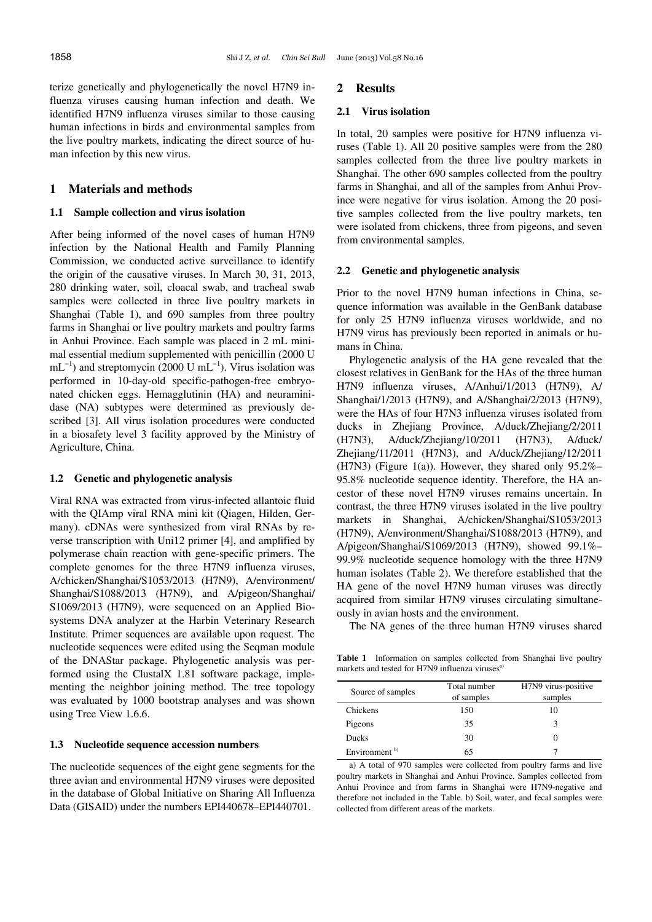terize genetically and phylogenetically the novel H7N9 influenza viruses causing human infection and death. We identified H7N9 influenza viruses similar to those causing human infections in birds and environmental samples from the live poultry markets, indicating the direct source of human infection by this new virus.

## 1 Materials and methods

### 1.1 Sample collection and virus isolation

After being informed of the novel cases of human H7N9 infection by the National Health and Family Planning Commission, we conducted active surveillance to identify the origin of the causative viruses. In March 30, 31, 2013, 280 drinking water, soil, cloacal swab, and tracheal swab samples were collected in three live poultry markets in Shanghai (Table 1), and 690 samples from three poultry farms in Shanghai or live poultry markets and poultry farms in Anhui Province. Each sample was placed in 2 mL minimal essential medium supplemented with penicillin (2000 U $mL^{-1}$) and streptomycin (2000 U $mL^{-1}$). Virus isolation was performed in 10-day-old specific-pathogen-free embryonated chicken eggs. Hemagglutinin (HA) and neuraminidase (NA) subtypes were determined as previously described [3]. All virus isolation procedures were conducted in a biosafety level 3 facility approved by the Ministry of Agriculture, China.

### 1.2 Genetic and phylogenetic analysis

Viral RNA was extracted from virus-infected allantoic fluid with the QIAmp viral RNA mini kit (Qiagen, Hilden, Germany). cDNAs were synthesized from viral RNAs by reverse transcription with Uni12 primer [4], and amplified by polymerase chain reaction with gene-specific primers. The complete genomes for the three H7N9 influenza viruses, A/chicken/Shanghai/S1053/2013 (H7N9), A/environment/Shanghai/S1088/2013 (H7N9), and A/pigeon/Shanghai/S1069/2013 (H7N9), were sequenced on an Applied Biosystems DNA analyzer at the Harbin Veterinary Research Institute. Primer sequences are available upon request. The nucleotide sequences were edited using the Seqman module of the DNAStar package. Phylogenetic analysis was performed using the ClustalX 1.81 software package, implementing the neighbor joining method. The tree topology was evaluated by 1000 bootstrap analyses and was shown using Tree View 1.6.6.

### 1.3 Nucleotide sequence accession numbers

The nucleotide sequences of the eight gene segments for the three avian and environmental H7N9 viruses were deposited in the database of Global Initiative on Sharing All Influenza Data (GISAID) under the numbers EPI440678–EPI440701.

## 2 Results

### 2.1 Virus isolation

In total, 20 samples were positive for H7N9 influenza viruses (Table 1). All 20 positive samples were from the 280 samples collected from the three live poultry markets in Shanghai. The other 690 samples collected from the poultry farms in Shanghai, and all of the samples from Anhui Province were negative for virus isolation. Among the 20 positive samples collected from the live poultry markets, ten were isolated from chickens, three from pigeons, and seven from environmental samples.

### 2.2 Genetic and phylogenetic analysis

Prior to the novel H7N9 human infections in China, sequence information was available in the GenBank database for only 25 H7N9 influenza viruses worldwide, and no H7N9 virus has previously been reported in animals or humans in China.

Phylogenetic analysis of the HA gene revealed that the closest relatives in GenBank for the HAs of the three human H7N9 influenza viruses, A/Anhui/1/2013 (H7N9), A/Shanghai/1/2013 (H7N9), and A/Shanghai/2/2013 (H7N9), were the HAs of four H7N3 influenza viruses isolated from ducks in Zhejiang Province, A/duck/Zhejiang/2/2011 (H7N3), A/duck/Zhejiang/10/2011 (H7N3), A/duck/Zhejiang/11/2011 (H7N3), and A/duck/Zhejiang/12/2011 (H7N3) (Figure 1(a)). However, they shared only 95.2%–95.8% nucleotide sequence identity. Therefore, the HA ancestor of these novel H7N9 viruses remains uncertain. In contrast, the three H7N9 viruses isolated in the live poultry markets in Shanghai, A/chicken/Shanghai/S1053/2013 (H7N9), A/environment/Shanghai/S1088/2013 (H7N9), and A/pigeon/Shanghai/S1069/2013 (H7N9), showed 99.1%–99.9% nucleotide sequence homology with the three H7N9 human isolates (Table 2). We therefore established that the HA gene of the novel H7N9 human viruses was directly acquired from similar H7N9 viruses circulating simultaneously in avian hosts and the environment.

The NA genes of the three human H7N9 viruses shared

**Table 1** Information on samples collected from Shanghai live poultry markets and tested for H7N9 influenza viruses[a)]

| Source of samples | Total number of samples | H7N9 virus-positive samples |
|---|---|---|
| Chickens | 150 | 10 |
| Pigeons | 35 | 3 |
| Ducks | 30 | 0 |
| Environment [b)] | 65 | 7 |

a) A total of 970 samples were collected from poultry farms and live poultry markets in Shanghai and Anhui Province. Samples collected from Anhui Province and from farms in Shanghai were H7N9-negative and therefore not included in the Table. b) Soil, water, and fecal samples were collected from different areas of the markets.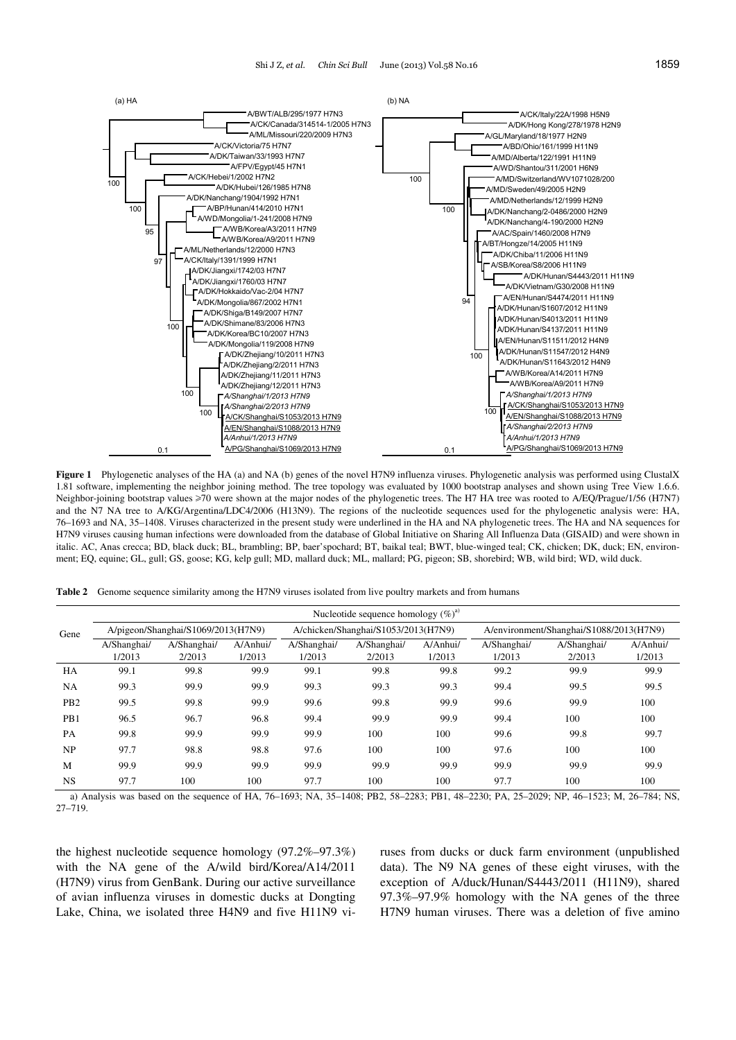**Figure 1** Phylogenetic analyses of the HA (a) and NA (b) genes of the novel H7N9 influenza viruses. Phylogenetic analysis was performed using ClustalX 1.81 software, implementing the neighbor joining method. The tree topology was evaluated by 1000 bootstrap analyses and shown using Tree View 1.6.6. Neighbor-joining bootstrap values ⩾70 were shown at the major nodes of the phylogenetic trees. The H7 HA tree was rooted to A/EQ/Prague/1/56 (H7N7) and the N7 NA tree to A/KG/Argentina/LDC4/2006 (H13N9). The regions of the nucleotide sequences used for the phylogenetic analysis were: HA, 76–1693 and NA, 35–1408. Viruses characterized in the present study were underlined in the HA and NA phylogenetic trees. The HA and NA sequences for H7N9 viruses causing human infections were downloaded from the database of Global Initiative on Sharing All Influenza Data (GISAID) and were shown in italic. AC, Anas crecca; BD, black duck; BL, brambling; BP, baer'spochard; BT, baikal teal; BWT, blue-winged teal; CK, chicken; DK, duck; EN, environment; EQ, equine; GL, gull; GS, goose; KG, kelp gull; MD, mallard duck; ML, mallard; PG, pigeon; SB, shorebird; WB, wild bird; WD, wild duck.

**Table 2** Genome sequence similarity among the H7N9 viruses isolated from live poultry markets and from humans

| Gene | Nucleotide sequence homology (%)[a] | | | | | | | | |
|---|---|---|---|---|---|---|---|---|---|
| | A/pigeon/Shanghai/S1069/2013(H7N9) | | | A/chicken/Shanghai/S1053/2013(H7N9) | | | A/environment/Shanghai/S1088/2013(H7N9) | | |
| | A/Shanghai/1/2013 | A/Shanghai/2/2013 | A/Anhui/1/2013 | A/Shanghai/1/2013 | A/Shanghai/2/2013 | A/Anhui/1/2013 | A/Shanghai/1/2013 | A/Shanghai/2/2013 | A/Anhui/1/2013 |
| HA | 99.1 | 99.8 | 99.9 | 99.1 | 99.8 | 99.8 | 99.2 | 99.9 | 99.9 |
| NA | 99.3 | 99.9 | 99.9 | 99.3 | 99.3 | 99.3 | 99.4 | 99.5 | 99.5 |
| PB2 | 99.5 | 99.8 | 99.9 | 99.6 | 99.8 | 99.9 | 99.6 | 99.9 | 100 |
| PB1 | 96.5 | 96.7 | 96.8 | 99.4 | 99.9 | 99.9 | 99.4 | 100 | 100 |
| PA | 99.8 | 99.9 | 99.9 | 99.9 | 100 | 100 | 99.6 | 99.8 | 99.7 |
| NP | 97.7 | 98.8 | 98.8 | 97.6 | 100 | 100 | 97.6 | 100 | 100 |
| M | 99.9 | 99.9 | 99.9 | 99.9 | 99.9 | 99.9 | 99.9 | 99.9 | 99.9 |
| NS | 97.7 | 100 | 100 | 97.7 | 100 | 100 | 97.7 | 100 | 100 |

a) Analysis was based on the sequence of HA, 76–1693; NA, 35–1408; PB2, 58–2283; PB1, 48–2230; PA, 25–2029; NP, 46–1523; M, 26–784; NS, 27–719.

the highest nucleotide sequence homology (97.2%–97.3%) with the NA gene of the A/wild bird/Korea/A14/2011 (H7N9) virus from GenBank. During our active surveillance of avian influenza viruses in domestic ducks at Dongting Lake, China, we isolated three H4N9 and five H11N9 viruses from ducks or duck farm environment (unpublished data). The N9 NA genes of these eight viruses, with the exception of A/duck/Hunan/S4443/2011 (H11N9), shared 97.3%–97.9% homology with the NA genes of the three H7N9 human viruses. There was a deletion of five amino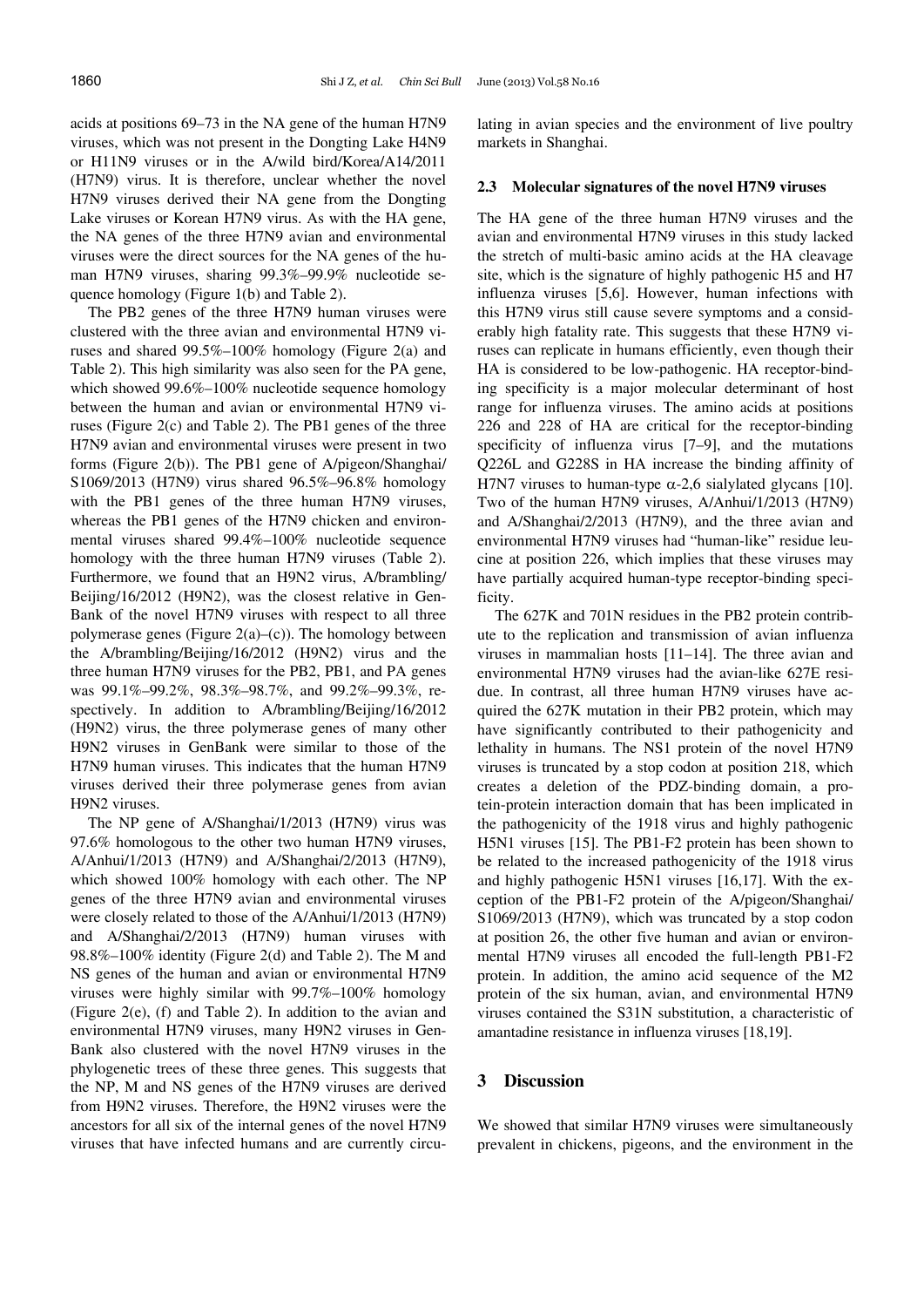acids at positions 69–73 in the NA gene of the human H7N9 viruses, which was not present in the Dongting Lake H4N9 or H11N9 viruses or in the A/wild bird/Korea/A14/2011 (H7N9) virus. It is therefore, unclear whether the novel H7N9 viruses derived their NA gene from the Dongting Lake viruses or Korean H7N9 virus. As with the HA gene, the NA genes of the three H7N9 avian and environmental viruses were the direct sources for the NA genes of the human H7N9 viruses, sharing 99.3%–99.9% nucleotide sequence homology (Figure 1(b) and Table 2).

The PB2 genes of the three H7N9 human viruses were clustered with the three avian and environmental H7N9 viruses and shared 99.5%–100% homology (Figure 2(a) and Table 2). This high similarity was also seen for the PA gene, which showed 99.6%–100% nucleotide sequence homology between the human and avian or environmental H7N9 viruses (Figure 2(c) and Table 2). The PB1 genes of the three H7N9 avian and environmental viruses were present in two forms (Figure 2(b)). The PB1 gene of A/pigeon/Shanghai/S1069/2013 (H7N9) virus shared 96.5%–96.8% homology with the PB1 genes of the three human H7N9 viruses, whereas the PB1 genes of the H7N9 chicken and environmental viruses shared 99.4%–100% nucleotide sequence homology with the three human H7N9 viruses (Table 2). Furthermore, we found that an H9N2 virus, A/brambling/Beijing/16/2012 (H9N2), was the closest relative in GenBank of the novel H7N9 viruses with respect to all three polymerase genes (Figure 2(a)–(c)). The homology between the A/brambling/Beijing/16/2012 (H9N2) virus and the three human H7N9 viruses for the PB2, PB1, and PA genes was 99.1%–99.2%, 98.3%–98.7%, and 99.2%–99.3%, respectively. In addition to A/brambling/Beijing/16/2012 (H9N2) virus, the three polymerase genes of many other H9N2 viruses in GenBank were similar to those of the H7N9 human viruses. This indicates that the human H7N9 viruses derived their three polymerase genes from avian H9N2 viruses.

The NP gene of A/Shanghai/1/2013 (H7N9) virus was 97.6% homologous to the other two human H7N9 viruses, A/Anhui/1/2013 (H7N9) and A/Shanghai/2/2013 (H7N9), which showed 100% homology with each other. The NP genes of the three H7N9 avian and environmental viruses were closely related to those of the A/Anhui/1/2013 (H7N9) and A/Shanghai/2/2013 (H7N9) human viruses with 98.8%–100% identity (Figure 2(d) and Table 2). The M and NS genes of the human and avian or environmental H7N9 viruses were highly similar with 99.7%–100% homology (Figure 2(e), (f) and Table 2). In addition to the avian and environmental H7N9 viruses, many H9N2 viruses in GenBank also clustered with the novel H7N9 viruses in the phylogenetic trees of these three genes. This suggests that the NP, M and NS genes of the H7N9 viruses are derived from H9N2 viruses. Therefore, the H9N2 viruses were the ancestors for all six of the internal genes of the novel H7N9 viruses that have infected humans and are currently circulating in avian species and the environment of live poultry markets in Shanghai.

### 2.3 Molecular signatures of the novel H7N9 viruses

The HA gene of the three human H7N9 viruses and the avian and environmental H7N9 viruses in this study lacked the stretch of multi-basic amino acids at the HA cleavage site, which is the signature of highly pathogenic H5 and H7 influenza viruses [5,6]. However, human infections with this H7N9 virus still cause severe symptoms and a considerably high fatality rate. This suggests that these H7N9 viruses can replicate in humans efficiently, even though their HA is considered to be low-pathogenic. HA receptor-binding specificity is a major molecular determinant of host range for influenza viruses. The amino acids at positions 226 and 228 of HA are critical for the receptor-binding specificity of influenza virus [7–9], and the mutations Q226L and G228S in HA increase the binding affinity of H7N7 viruses to human-type $\alpha$-2,6 sialylated glycans [10]. Two of the human H7N9 viruses, A/Anhui/1/2013 (H7N9) and A/Shanghai/2/2013 (H7N9), and the three avian and environmental H7N9 viruses had "human-like" residue leucine at position 226, which implies that these viruses may have partially acquired human-type receptor-binding specificity.

The 627K and 701N residues in the PB2 protein contribute to the replication and transmission of avian influenza viruses in mammalian hosts [11–14]. The three avian and environmental H7N9 viruses had the avian-like 627E residue. In contrast, all three human H7N9 viruses have acquired the 627K mutation in their PB2 protein, which may have significantly contributed to their pathogenicity and lethality in humans. The NS1 protein of the novel H7N9 viruses is truncated by a stop codon at position 218, which creates a deletion of the PDZ-binding domain, a protein-protein interaction domain that has been implicated in the pathogenicity of the 1918 virus and highly pathogenic H5N1 viruses [15]. The PB1-F2 protein has been shown to be related to the increased pathogenicity of the 1918 virus and highly pathogenic H5N1 viruses [16,17]. With the exception of the PB1-F2 protein of the A/pigeon/Shanghai/S1069/2013 (H7N9), which was truncated by a stop codon at position 26, the other five human and avian or environmental H7N9 viruses all encoded the full-length PB1-F2 protein. In addition, the amino acid sequence of the M2 protein of the six human, avian, and environmental H7N9 viruses contained the S31N substitution, a characteristic of amantadine resistance in influenza viruses [18,19].

## 3 Discussion

We showed that similar H7N9 viruses were simultaneously prevalent in chickens, pigeons, and the environment in the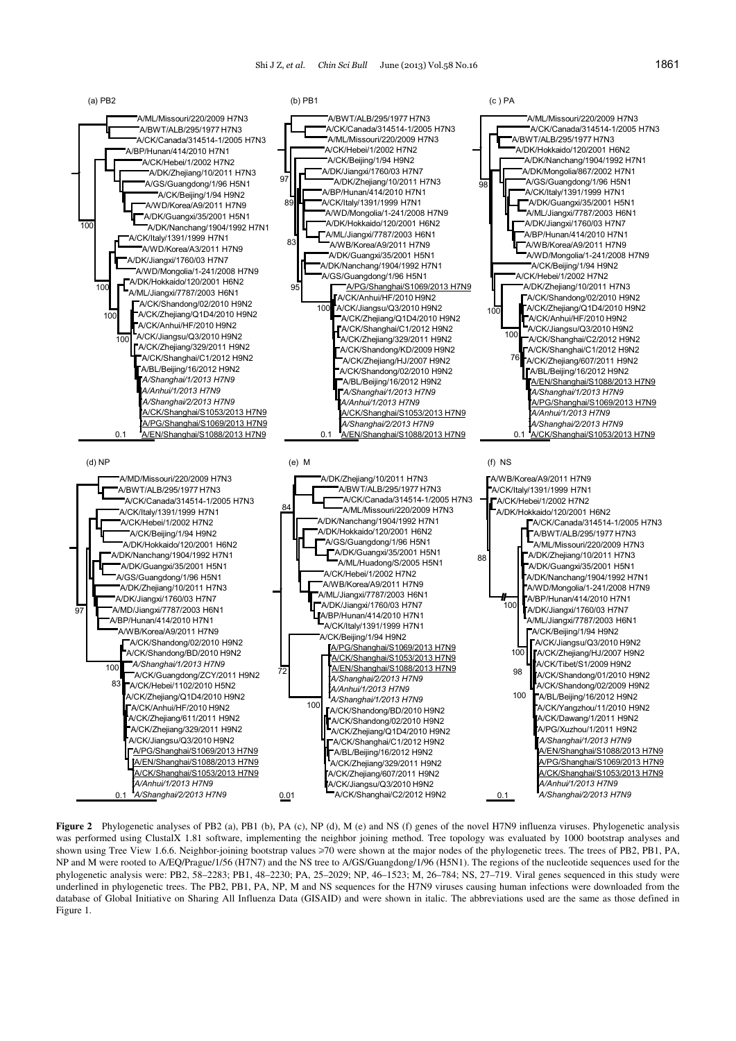**Figure 2** Phylogenetic analyses of PB2 (a), PB1 (b), PA (c), NP (d), M (e) and NS (f) genes of the novel H7N9 influenza viruses. Phylogenetic analysis was performed using ClustalX 1.81 software, implementing the neighbor joining method. Tree topology was evaluated by 1000 bootstrap analyses and shown using Tree View 1.6.6. Neighbor-joining bootstrap values ⩾70 were shown at the major nodes of the phylogenetic trees. The trees of PB2, PB1, PA, NP and M were rooted to A/EQ/Prague/1/56 (H7N7) and the NS tree to A/GS/Guangdong/1/96 (H5N1). The regions of the nucleotide sequences used for the phylogenetic analysis were: PB2, 58–2283; PB1, 48–2230; PA, 25–2029; NP, 46–1523; M, 26–784; NS, 27–719. Viral genes sequenced in this study were underlined in phylogenetic trees. The PB2, PB1, PA, NP, M and NS sequences for the H7N9 viruses causing human infections were downloaded from the database of Global Initiative on Sharing All Influenza Data (GISAID) and were shown in italic. The abbreviations used are the same as those defined in Figure 1.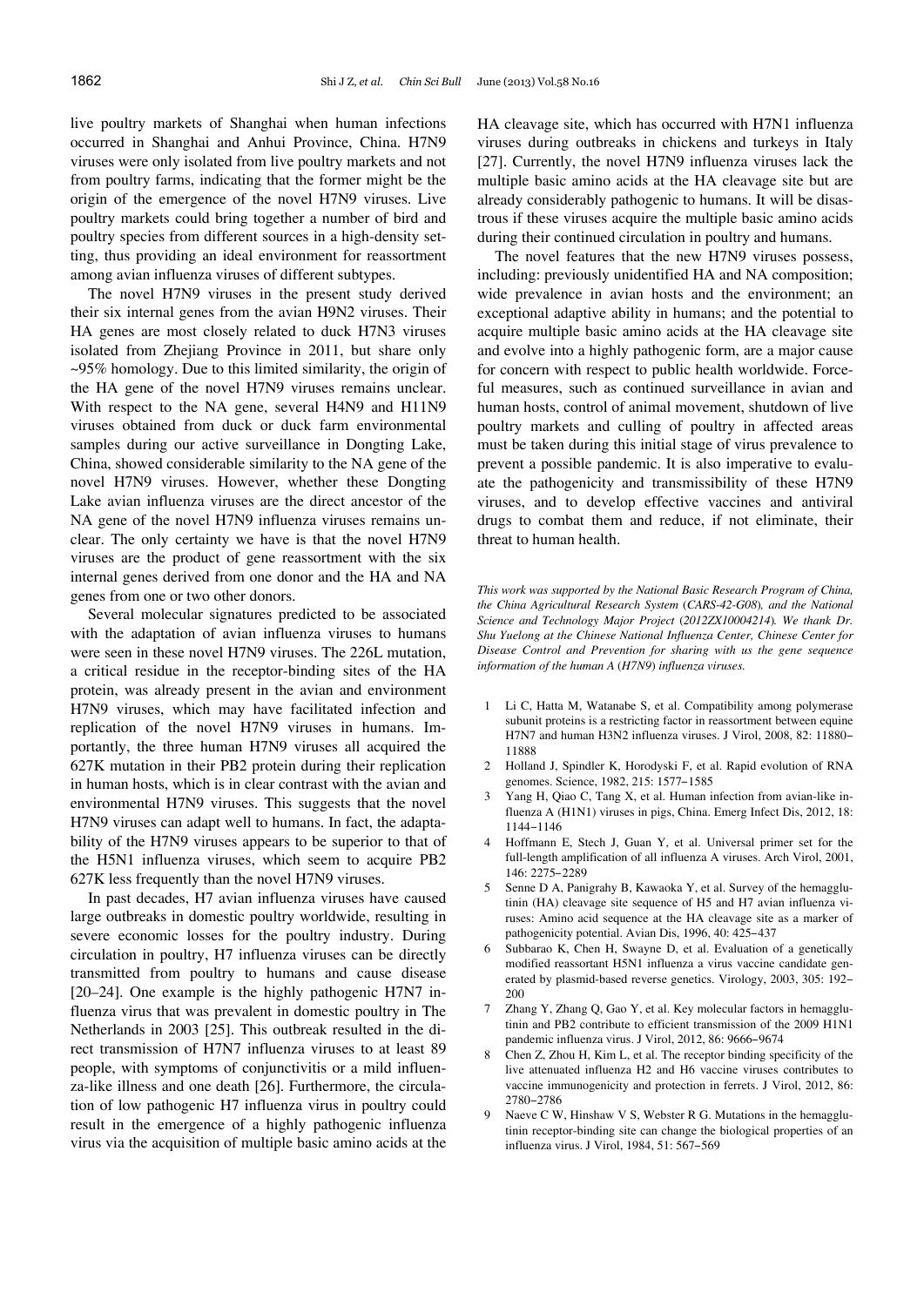live poultry markets of Shanghai when human infections occurred in Shanghai and Anhui Province, China. H7N9 viruses were only isolated from live poultry markets and not from poultry farms, indicating that the former might be the origin of the emergence of the novel H7N9 viruses. Live poultry markets could bring together a number of bird and poultry species from different sources in a high-density setting, thus providing an ideal environment for reassortment among avian influenza viruses of different subtypes.

The novel H7N9 viruses in the present study derived their six internal genes from the avian H9N2 viruses. Their HA genes are most closely related to duck H7N3 viruses isolated from Zhejiang Province in 2011, but share only ~95% homology. Due to this limited similarity, the origin of the HA gene of the novel H7N9 viruses remains unclear. With respect to the NA gene, several H4N9 and H11N9 viruses obtained from duck or duck farm environmental samples during our active surveillance in Dongting Lake, China, showed considerable similarity to the NA gene of the novel H7N9 viruses. However, whether these Dongting Lake avian influenza viruses are the direct ancestor of the NA gene of the novel H7N9 influenza viruses remains unclear. The only certainty we have is that the novel H7N9 viruses are the product of gene reassortment with the six internal genes derived from one donor and the HA and NA genes from one or two other donors.

Several molecular signatures predicted to be associated with the adaptation of avian influenza viruses to humans were seen in these novel H7N9 viruses. The 226L mutation, a critical residue in the receptor-binding sites of the HA protein, was already present in the avian and environment H7N9 viruses, which may have facilitated infection and replication of the novel H7N9 viruses in humans. Importantly, the three human H7N9 viruses all acquired the 627K mutation in their PB2 protein during their replication in human hosts, which is in clear contrast with the avian and environmental H7N9 viruses. This suggests that the novel H7N9 viruses can adapt well to humans. In fact, the adaptability of the H7N9 viruses appears to be superior to that of the H5N1 influenza viruses, which seem to acquire PB2 627K less frequently than the novel H7N9 viruses.

In past decades, H7 avian influenza viruses have caused large outbreaks in domestic poultry worldwide, resulting in severe economic losses for the poultry industry. During circulation in poultry, H7 influenza viruses can be directly transmitted from poultry to humans and cause disease [20–24]. One example is the highly pathogenic H7N7 influenza virus that was prevalent in domestic poultry in The Netherlands in 2003 [25]. This outbreak resulted in the direct transmission of H7N7 influenza viruses to at least 89 people, with symptoms of conjunctivitis or a mild influenza-like illness and one death [26]. Furthermore, the circulation of low pathogenic H7 influenza virus in poultry could result in the emergence of a highly pathogenic influenza virus via the acquisition of multiple basic amino acids at the HA cleavage site, which has occurred with H7N1 influenza viruses during outbreaks in chickens and turkeys in Italy [27]. Currently, the novel H7N9 influenza viruses lack the multiple basic amino acids at the HA cleavage site but are already considerably pathogenic to humans. It will be disastrous if these viruses acquire the multiple basic amino acids during their continued circulation in poultry and humans.

The novel features that the new H7N9 viruses possess, including: previously unidentified HA and NA composition; wide prevalence in avian hosts and the environment; an exceptional adaptive ability in humans; and the potential to acquire multiple basic amino acids at the HA cleavage site and evolve into a highly pathogenic form, are a major cause for concern with respect to public health worldwide. Forceful measures, such as continued surveillance in avian and human hosts, control of animal movement, shutdown of live poultry markets and culling of poultry in affected areas must be taken during this initial stage of virus prevalence to prevent a possible pandemic. It is also imperative to evaluate the pathogenicity and transmissibility of these H7N9 viruses, and to develop effective vaccines and antiviral drugs to combat them and reduce, if not eliminate, their threat to human health.

*This work was supported by the National Basic Research Program of China, the China Agricultural Research System (CARS-42-G08), and the National Science and Technology Major Project (2012ZX10004214). We thank Dr. Shu Yuelong at the Chinese National Influenza Center, Chinese Center for Disease Control and Prevention for sharing with us the gene sequence information of the human A (H7N9) influenza viruses.*

1. Li C, Hatta M, Watanabe S, et al. Compatibility among polymerase subunit proteins is a restricting factor in reassortment between equine H7N7 and human H3N2 influenza viruses. J Virol, 2008, 82: 11880–11888
2. Holland J, Spindler K, Horodyski F, et al. Rapid evolution of RNA genomes. Science, 1982, 215: 1577–1585
3. Yang H, Qiao C, Tang X, et al. Human infection from avian-like influenza A (H1N1) viruses in pigs, China. Emerg Infect Dis, 2012, 18: 1144–1146
4. Hoffmann E, Stech J, Guan Y, et al. Universal primer set for the full-length amplification of all influenza A viruses. Arch Virol, 2001, 146: 2275–2289
5. Senne D A, Panigrahy B, Kawaoka Y, et al. Survey of the hemagglutinin (HA) cleavage site sequence of H5 and H7 avian influenza viruses: Amino acid sequence at the HA cleavage site as a marker of pathogenicity potential. Avian Dis, 1996, 40: 425–437
6. Subbarao K, Chen H, Swayne D, et al. Evaluation of a genetically modified reassortant H5N1 influenza a virus vaccine candidate generated by plasmid-based reverse genetics. Virology, 2003, 305: 192–200
7. Zhang Y, Zhang Q, Gao Y, et al. Key molecular factors in hemagglutinin and PB2 contribute to efficient transmission of the 2009 H1N1 pandemic influenza virus. J Virol, 2012, 86: 9666–9674
8. Chen Z, Zhou H, Kim L, et al. The receptor binding specificity of the live attenuated influenza H2 and H6 vaccine viruses contributes to vaccine immunogenicity and protection in ferrets. J Virol, 2012, 86: 2780–2786
9. Naeve C W, Hinshaw V S, Webster R G. Mutations in the hemagglutinin receptor-binding site can change the biological properties of an influenza virus. J Virol, 1984, 51: 567–569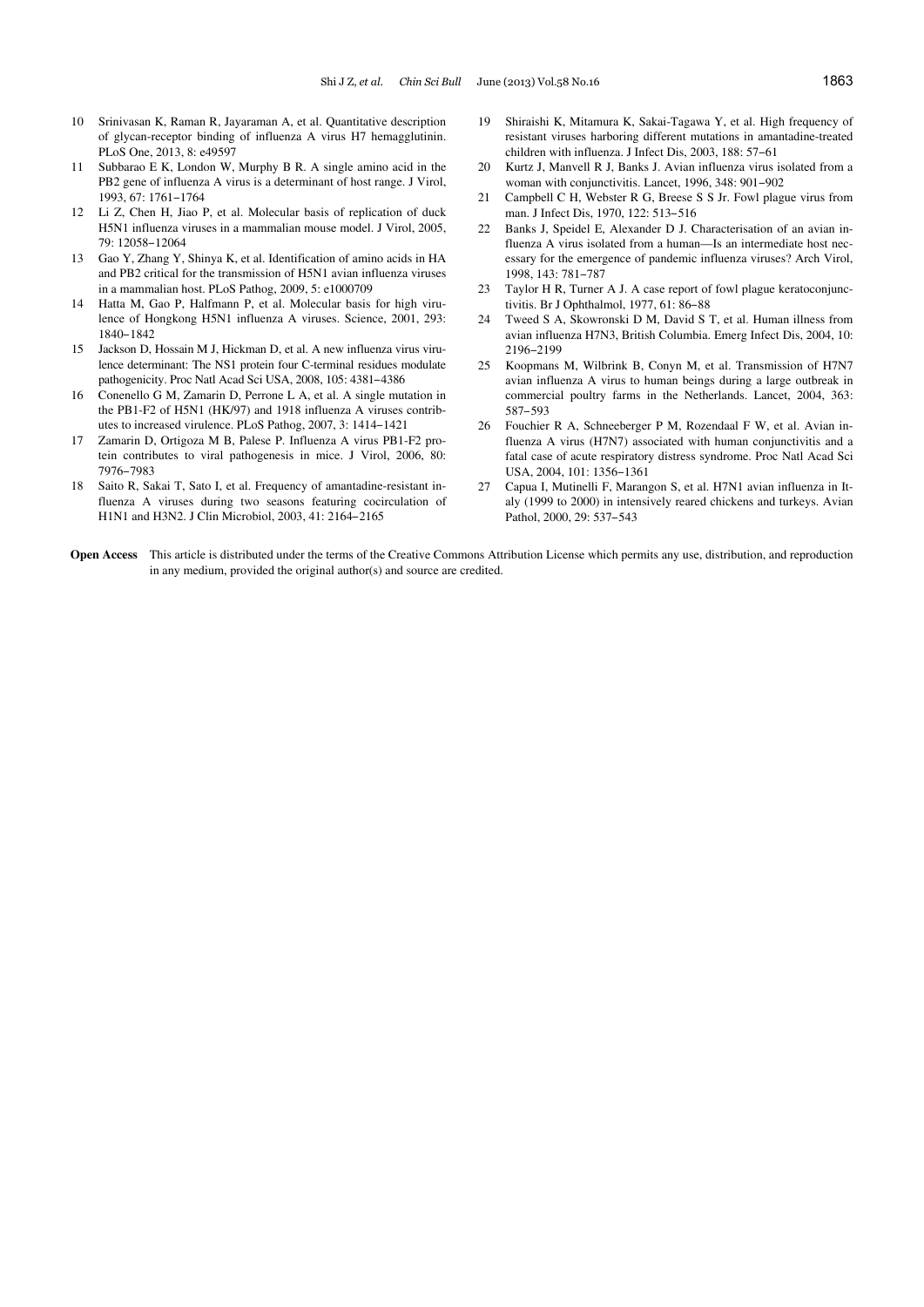10 Srinivasan K, Raman R, Jayaraman A, et al. Quantitative description of glycan-receptor binding of influenza A virus H7 hemagglutinin. PLoS One, 2013, 8: e49597

11 Subbarao E K, London W, Murphy B R. A single amino acid in the PB2 gene of influenza A virus is a determinant of host range. J Virol, 1993, 67: 1761–1764

12 Li Z, Chen H, Jiao P, et al. Molecular basis of replication of duck H5N1 influenza viruses in a mammalian mouse model. J Virol, 2005, 79: 12058–12064

13 Gao Y, Zhang Y, Shinya K, et al. Identification of amino acids in HA and PB2 critical for the transmission of H5N1 avian influenza viruses in a mammalian host. PLoS Pathog, 2009, 5: e1000709

14 Hatta M, Gao P, Halfmann P, et al. Molecular basis for high virulence of Hongkong H5N1 influenza A viruses. Science, 2001, 293: 1840–1842

15 Jackson D, Hossain M J, Hickman D, et al. A new influenza virus virulence determinant: The NS1 protein four C-terminal residues modulate pathogenicity. Proc Natl Acad Sci USA, 2008, 105: 4381–4386

16 Conenello G M, Zamarin D, Perrone L A, et al. A single mutation in the PB1-F2 of H5N1 (HK/97) and 1918 influenza A viruses contributes to increased virulence. PLoS Pathog, 2007, 3: 1414–1421

17 Zamarin D, Ortigoza M B, Palese P. Influenza A virus PB1-F2 protein contributes to viral pathogenesis in mice. J Virol, 2006, 80: 7976–7983

18 Saito R, Sakai T, Sato I, et al. Frequency of amantadine-resistant influenza A viruses during two seasons featuring cocirculation of H1N1 and H3N2. J Clin Microbiol, 2003, 41: 2164–2165

19 Shiraishi K, Mitamura K, Sakai-Tagawa Y, et al. High frequency of resistant viruses harboring different mutations in amantadine-treated children with influenza. J Infect Dis, 2003, 188: 57–61

20 Kurtz J, Manvell R J, Banks J. Avian influenza virus isolated from a woman with conjunctivitis. Lancet, 1996, 348: 901–902

21 Campbell C H, Webster R G, Breese S S Jr. Fowl plague virus from man. J Infect Dis, 1970, 122: 513–516

22 Banks J, Speidel E, Alexander D J. Characterisation of an avian influenza A virus isolated from a human—Is an intermediate host necessary for the emergence of pandemic influenza viruses? Arch Virol, 1998, 143: 781–787

23 Taylor H R, Turner A J. A case report of fowl plague keratoconjunctivitis. Br J Ophthalmol, 1977, 61: 86–88

24 Tweed S A, Skowronski D M, David S T, et al. Human illness from avian influenza H7N3, British Columbia. Emerg Infect Dis, 2004, 10: 2196–2199

25 Koopmans M, Wilbrink B, Conyn M, et al. Transmission of H7N7 avian influenza A virus to human beings during a large outbreak in commercial poultry farms in the Netherlands. Lancet, 2004, 363: 587–593

26 Fouchier R A, Schneeberger P M, Rozendaal F W, et al. Avian influenza A virus (H7N7) associated with human conjunctivitis and a fatal case of acute respiratory distress syndrome. Proc Natl Acad Sci USA, 2004, 101: 1356–1361

27 Capua I, Mutinelli F, Marangon S, et al. H7N1 avian influenza in Italy (1999 to 2000) in intensively reared chickens and turkeys. Avian Pathol, 2000, 29: 537–543

**Open Access** This article is distributed under the terms of the Creative Commons Attribution License which permits any use, distribution, and reproduction in any medium, provided the original author(s) and source are credited.